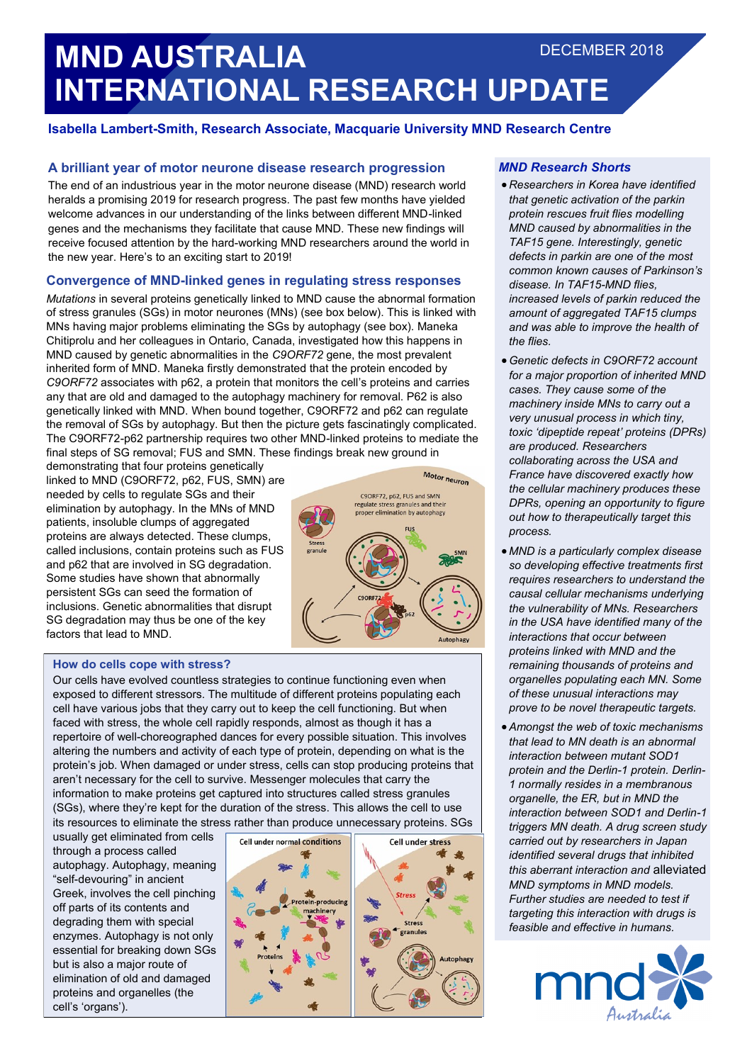# MND AUSTRALIA INTERNATIONAL RESEARCH UPDATE

DECEMBER 2018

**Isabella Lambert-Smith, Research Associate, Macquarie University MND Research Centre**

## A brilliant year of motor neurone disease research progression

The end of an industrious year in the motor neurone disease (MND) research world heralds a promising 2019 for research progress. The past few months have yielded welcome advances in our understanding of the links between different MND-linked genes and the mechanisms they facilitate that cause MND. These new findings will receive focused attention by the hard-working MND researchers around the world in the new year. Here's to an exciting start to 2019!

## Convergence of MND-linked genes in regulating stress responses

*Mutations* in several proteins genetically linked to MND cause the abnormal formation of stress granules (SGs) in motor neurones (MNs) (see box below). This is linked with MNs having major problems eliminating the SGs by autophagy (see box). Maneka Chitiprolu and her colleagues in Ontario, Canada, investigated how this happens in MND caused by genetic abnormalities in the *C9ORF72* gene, the most prevalent inherited form of MND. Maneka firstly demonstrated that the protein encoded by *C9ORF72* associates with p62, a protein that monitors the cell's proteins and carries any that are old and damaged to the autophagy machinery for removal. P62 is also genetically linked with MND. When bound together, C9ORF72 and p62 can regulate the removal of SGs by autophagy. But then the picture gets fascinatingly complicated. The C9ORF72-p62 partnership requires two other MND-linked proteins to mediate the final steps of SG removal; FUS and SMN. These findings break new ground in demonstrating that four proteins genetically linked to MND (C9ORF72, p62, FUS, SMN) are needed by cells to regulate SGs and their elimination by autophagy. In the MNs of MND patients, insoluble clumps of aggregated proteins are always detected. These clumps, called inclusions, contain proteins such as FUS and p62 that are involved in SG degradation. Some studies have shown that abnormally persistent SGs can seed the formation of inclusions. Genetic abnormalities that disrupt SG degradation may thus be one of the key factors that lead to MND.

### How do cells cope with stress?

Our cells have evolved countless strategies to continue functioning even when exposed to different stressors. The multitude of different proteins populating each cell have various jobs that they carry out to keep the cell functioning. But when faced with stress, the whole cell rapidly responds, almost as though it has a repertoire of well-choreographed dances for every possible situation. This involves altering the numbers and activity of each type of protein, depending on what is the protein's job. When damaged or under stress, cells can stop producing proteins that aren't necessary for the cell to survive. Messenger molecules that carry the information to make proteins get captured into structures called stress granules (SGs), where they're kept for the duration of the stress. This allows the cell to use its resources to eliminate the stress rather than produce unnecessary proteins. SGs usually get eliminated from cells through a process called autophagy. Autophagy, meaning "self-devouring" in ancient Greek, involves the cell pinching off parts of its contents and degrading them with special enzymes. Autophagy is not only essential for breaking down SGs but is also a major route of elimination of old and damaged proteins and organelles (the cell's 'organs').

### MND Research Shorts

- *Researchers in Korea have identified that genetic activation of the parkin protein rescues fruit flies modelling MND caused by abnormalities in the TAF15 gene. Interestingly, genetic defects in parkin are one of the most common known causes of Parkinson's disease. In TAF15-MND flies, increased levels of parkin reduced the amount of aggregated TAF15 clumps and was able to improve the health of the flies.*
- *Genetic defects in C9ORF72 account for a major proportion of inherited MND cases. They cause some of the machinery inside MNs to carry out a very unusual process in which tiny, toxic 'dipeptide repeat' proteins (DPRs) are produced. Researchers collaborating across the USA and France have discovered exactly how the cellular machinery produces these DPRs, opening an opportunity to figure out how to therapeutically target this process.*
- *MND is a particularly complex disease so developing effective treatments first requires researchers to understand the causal cellular mechanisms underlying the vulnerability of MNs. Researchers in the USA have identified many of the interactions that occur between proteins linked with MND and the remaining thousands of proteins and organelles populating each MN. Some of these unusual interactions may prove to be novel therapeutic targets.*
- *Amongst the web of toxic mechanisms that lead to MN death is an abnormal interaction between mutant SOD1 protein and the Derlin-1 protein. Derlin-1 normally resides in a membranous organelle, the ER, but in MND the interaction between SOD1 and Derlin-1 triggers MN death. A drug screen study carried out by researchers in Japan identified several drugs that inhibited this aberrant interaction and* alleviated *MND symptoms in MND models. Further studies are needed to test if targeting this interaction with drugs is feasible and effective in humans.*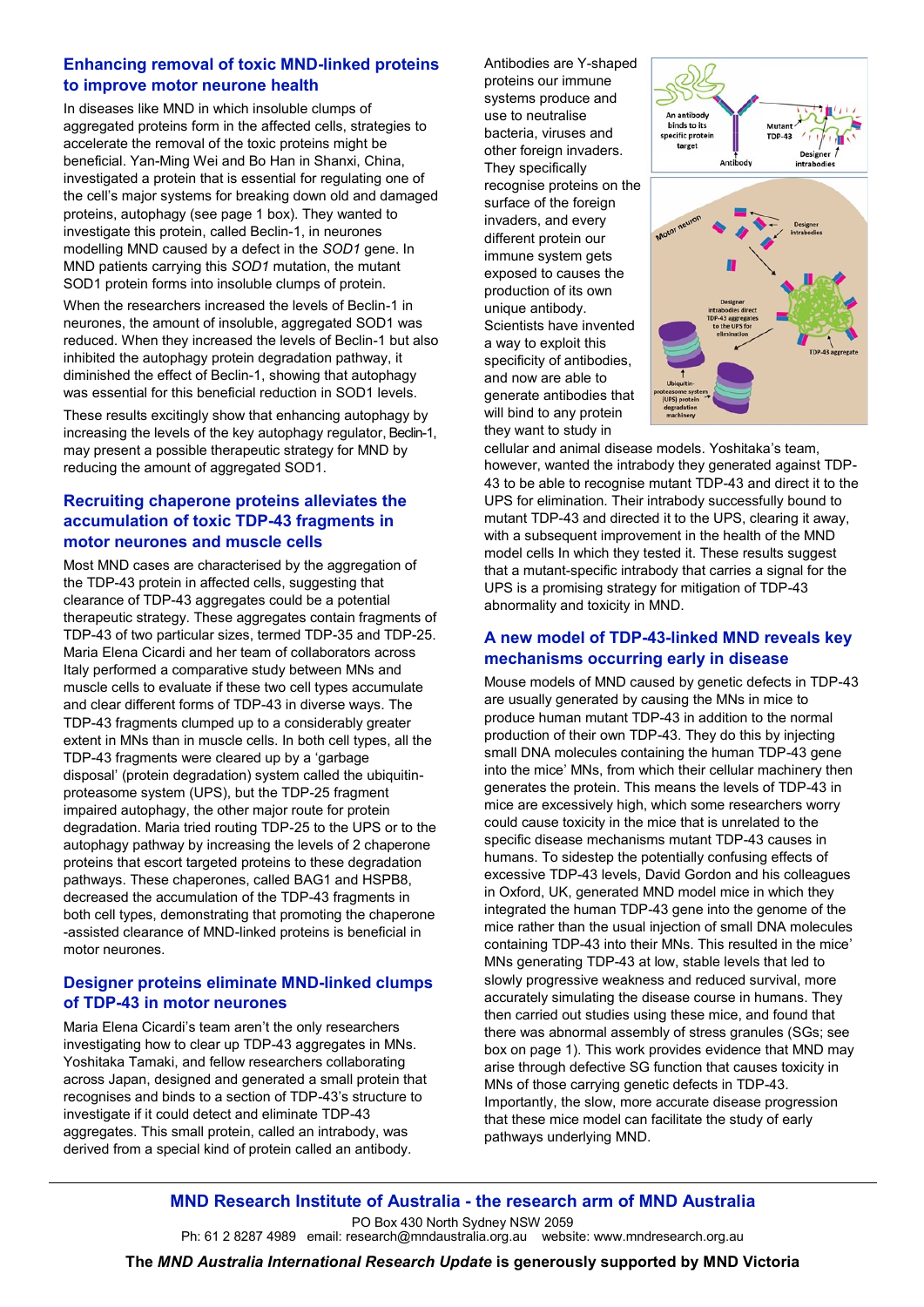## Enhancing removal of toxic MND-linked proteins to improve motor neurone health

In diseases like MND in which insoluble clumps of aggregated proteins form in the affected cells, strategies to accelerate the removal of the toxic proteins might be beneficial. Yan-Ming Wei and Bo Han in Shanxi, China, investigated a protein that is essential for regulating one of the cell's major systems for breaking down old and damaged proteins, autophagy (see page 1 box). They wanted to investigate this protein, called Beclin-1, in neurones modelling MND caused by a defect in the *SOD1* gene. In MND patients carrying this *SOD1* mutation, the mutant SOD1 protein forms into insoluble clumps of protein.

When the researchers increased the levels of Beclin-1 in neurones, the amount of insoluble, aggregated SOD1 was reduced. When they increased the levels of Beclin-1 but also inhibited the autophagy protein degradation pathway, it diminished the effect of Beclin-1, showing that autophagy was essential for this beneficial reduction in SOD1 levels.

These results excitingly show that enhancing autophagy by increasing the levels of the key autophagy regulator, Beclin-1, may present a possible therapeutic strategy for MND by reducing the amount of aggregated SOD1.

## Recruiting chaperone proteins alleviates the accumulation of toxic TDP-43 fragments in motor neurones and muscle cells

Most MND cases are characterised by the aggregation of the TDP-43 protein in affected cells, suggesting that clearance of TDP-43 aggregates could be a potential therapeutic strategy. These aggregates contain fragments of TDP-43 of two particular sizes, termed TDP-35 and TDP-25. Maria Elena Cicardi and her team of collaborators across Italy performed a comparative study between MNs and muscle cells to evaluate if these two cell types accumulate and clear different forms of TDP-43 in diverse ways. The TDP-43 fragments clumped up to a considerably greater extent in MNs than in muscle cells. In both cell types, all the TDP-43 fragments were cleared up by a 'garbage disposal' (protein degradation) system called the ubiquitin-proteasome system (UPS), but the TDP-25 fragment impaired autophagy, the other major route for protein degradation. Maria tried routing TDP-25 to the UPS or to the autophagy pathway by increasing the levels of 2 chaperone proteins that escort targeted proteins to these degradation pathways. These chaperones, called BAG1 and HSPB8, decreased the accumulation of the TDP-43 fragments in both cell types, demonstrating that promoting the chaperone -assisted clearance of MND-linked proteins is beneficial in motor neurones.

## Designer proteins eliminate MND-linked clumps of TDP-43 in motor neurones

Maria Elena Cicardi's team aren't the only researchers investigating how to clear up TDP-43 aggregates in MNs. Yoshitaka Tamaki, and fellow researchers collaborating across Japan, designed and generated a small protein that recognises and binds to a section of TDP-43's structure to investigate if it could detect and eliminate TDP-43 aggregates. This small protein, called an intrabody, was derived from a special kind of protein called an antibody.

An antibody binds to its specific protein target
Antibody
Mutant TDP-43
Designer intrabodies
Motor neuron
Designer intrabodies
Designer intrabodies direct TDP-43 aggregates to the UPS for elimination
TDP-43 aggregate
Ubiquitin-proteasome system (UPS) protein degradation machinery

Antibodies are Y-shaped proteins our immune systems produce and use to neutralise bacteria, viruses and other foreign invaders. They specifically recognise proteins on the surface of the foreign invaders, and every different protein our immune system gets exposed to causes the production of its own unique antibody. Scientists have invented a way to exploit this specificity of antibodies, and now are able to generate antibodies that will bind to any protein they want to study in cellular and animal disease models. Yoshitaka's team, however, wanted the intrabody they generated against TDP-43 to be able to recognise mutant TDP-43 and direct it to the UPS for elimination. Their intrabody successfully bound to mutant TDP-43 and directed it to the UPS, clearing it away, with a subsequent improvement in the health of the MND model cells In which they tested it. These results suggest that a mutant-specific intrabody that carries a signal for the UPS is a promising strategy for mitigation of TDP-43 abnormality and toxicity in MND.

## A new model of TDP-43-linked MND reveals key mechanisms occurring early in disease

Mouse models of MND caused by genetic defects in TDP-43 are usually generated by causing the MNs in mice to produce human mutant TDP-43 in addition to the normal production of their own TDP-43. They do this by injecting small DNA molecules containing the human TDP-43 gene into the mice' MNs, from which their cellular machinery then generates the protein. This means the levels of TDP-43 in mice are excessively high, which some researchers worry could cause toxicity in the mice that is unrelated to the specific disease mechanisms mutant TDP-43 causes in humans. To sidestep the potentially confusing effects of excessive TDP-43 levels, David Gordon and his colleagues in Oxford, UK, generated MND model mice in which they integrated the human TDP-43 gene into the genome of the mice rather than the usual injection of small DNA molecules containing TDP-43 into their MNs. This resulted in the mice' MNs generating TDP-43 at low, stable levels that led to slowly progressive weakness and reduced survival, more accurately simulating the disease course in humans. They then carried out studies using these mice, and found that there was abnormal assembly of stress granules (SGs; see box on page 1). This work provides evidence that MND may arise through defective SG function that causes toxicity in MNs of those carrying genetic defects in TDP-43. Importantly, the slow, more accurate disease progression that these mice model can facilitate the study of early pathways underlying MND.

---

**MND Research Institute of Australia - the research arm of MND Australia**

PO Box 430 North Sydney NSW 2059
Ph: 61 2 8287 4989 email: research@mndaustralia.org.au website: www.mndresearch.org.au

**The *MND Australia International Research Update* is generously supported by MND Victoria**